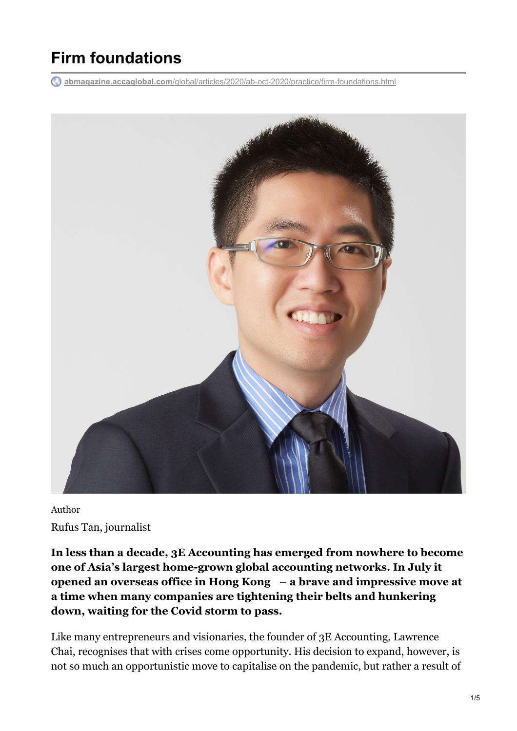# Firm foundations

abmagazine.accaglobal.com/global/articles/2020/ab-oct-2020/practice/firm-foundations.html

Author

Rufus Tan, journalist

**In less than a decade, 3E Accounting has emerged from nowhere to become one of Asia's largest home-grown global accounting networks. In July it opened an overseas office in Hong Kong – a brave and impressive move at a time when many companies are tightening their belts and hunkering down, waiting for the Covid storm to pass.**

Like many entrepreneurs and visionaries, the founder of 3E Accounting, Lawrence Chai, recognises that with crises come opportunity. His decision to expand, however, is not so much an opportunistic move to capitalise on the pandemic, but rather a result of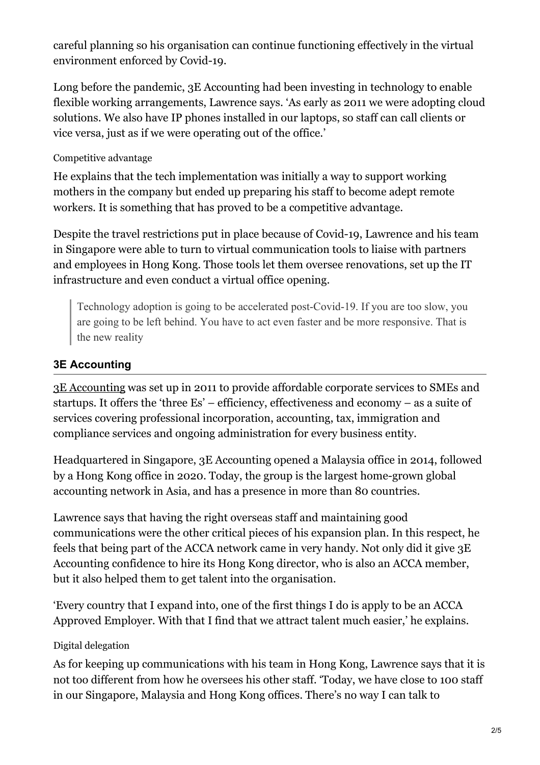careful planning so his organisation can continue functioning effectively in the virtual environment enforced by Covid-19.

Long before the pandemic, 3E Accounting had been investing in technology to enable flexible working arrangements, Lawrence says. 'As early as 2011 we were adopting cloud solutions. We also have IP phones installed in our laptops, so staff can call clients or vice versa, just as if we were operating out of the office.'

#### Competitive advantage

He explains that the tech implementation was initially a way to support working mothers in the company but ended up preparing his staff to become adept remote workers. It is something that has proved to be a competitive advantage.

Despite the travel restrictions put in place because of Covid-19, Lawrence and his team in Singapore were able to turn to virtual communication tools to liaise with partners and employees in Hong Kong. Those tools let them oversee renovations, set up the IT infrastructure and even conduct a virtual office opening.

> Technology adoption is going to be accelerated post-Covid-19. If you are too slow, you are going to be left behind. You have to act even faster and be more responsive. That is the new reality

### 3E Accounting

3E Accounting was set up in 2011 to provide affordable corporate services to SMEs and startups. It offers the 'three Es' – efficiency, effectiveness and economy – as a suite of services covering professional incorporation, accounting, tax, immigration and compliance services and ongoing administration for every business entity.

Headquartered in Singapore, 3E Accounting opened a Malaysia office in 2014, followed by a Hong Kong office in 2020. Today, the group is the largest home-grown global accounting network in Asia, and has a presence in more than 80 countries.

Lawrence says that having the right overseas staff and maintaining good communications were the other critical pieces of his expansion plan. In this respect, he feels that being part of the ACCA network came in very handy. Not only did it give 3E Accounting confidence to hire its Hong Kong director, who is also an ACCA member, but it also helped them to get talent into the organisation.

'Every country that I expand into, one of the first things I do is apply to be an ACCA Approved Employer. With that I find that we attract talent much easier,' he explains.

#### Digital delegation

As for keeping up communications with his team in Hong Kong, Lawrence says that it is not too different from how he oversees his other staff. 'Today, we have close to 100 staff in our Singapore, Malaysia and Hong Kong offices. There's no way I can talk to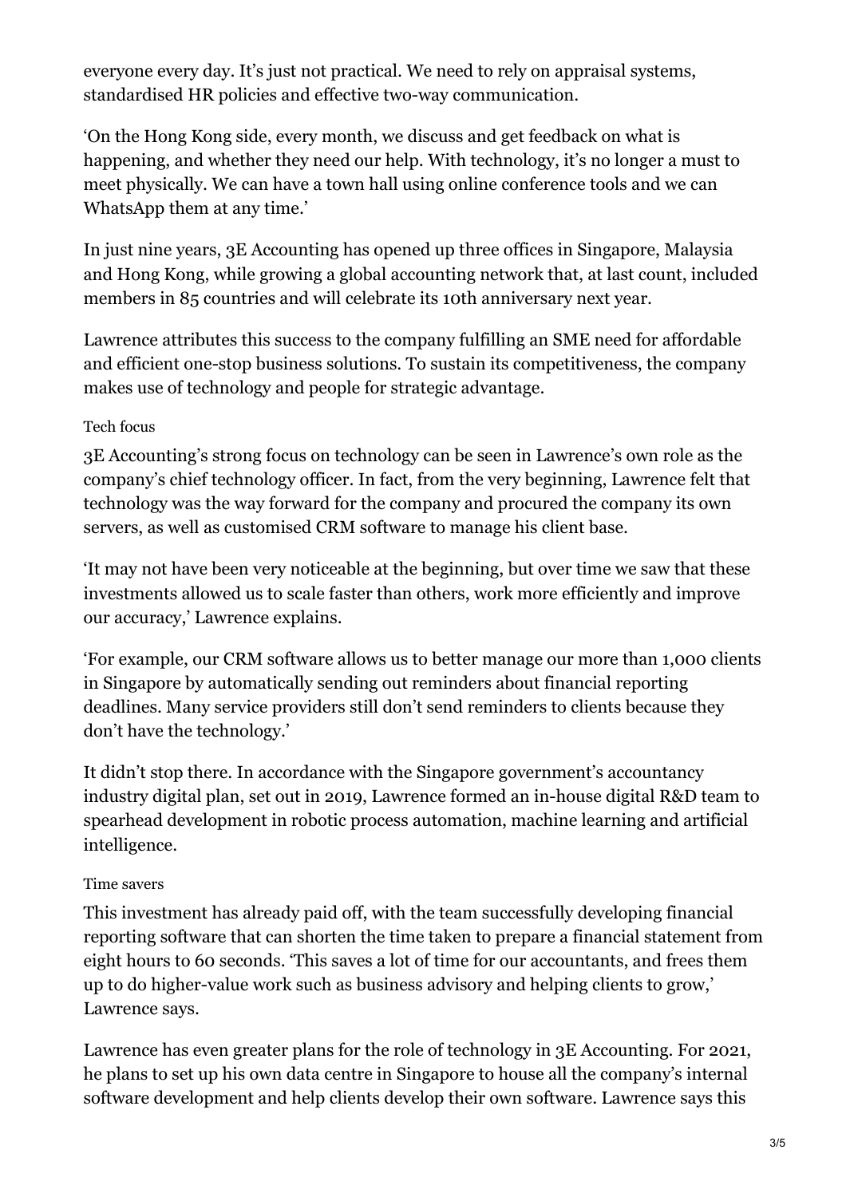everyone every day. It's just not practical. We need to rely on appraisal systems, standardised HR policies and effective two-way communication.

'On the Hong Kong side, every month, we discuss and get feedback on what is happening, and whether they need our help. With technology, it's no longer a must to meet physically. We can have a town hall using online conference tools and we can WhatsApp them at any time.'

In just nine years, 3E Accounting has opened up three offices in Singapore, Malaysia and Hong Kong, while growing a global accounting network that, at last count, included members in 85 countries and will celebrate its 10th anniversary next year.

Lawrence attributes this success to the company fulfilling an SME need for affordable and efficient one-stop business solutions. To sustain its competitiveness, the company makes use of technology and people for strategic advantage.

### Tech focus

3E Accounting's strong focus on technology can be seen in Lawrence's own role as the company's chief technology officer. In fact, from the very beginning, Lawrence felt that technology was the way forward for the company and procured the company its own servers, as well as customised CRM software to manage his client base.

'It may not have been very noticeable at the beginning, but over time we saw that these investments allowed us to scale faster than others, work more efficiently and improve our accuracy,' Lawrence explains.

'For example, our CRM software allows us to better manage our more than 1,000 clients in Singapore by automatically sending out reminders about financial reporting deadlines. Many service providers still don't send reminders to clients because they don't have the technology.'

It didn't stop there. In accordance with the Singapore government's accountancy industry digital plan, set out in 2019, Lawrence formed an in-house digital R&D team to spearhead development in robotic process automation, machine learning and artificial intelligence.

### Time savers

This investment has already paid off, with the team successfully developing financial reporting software that can shorten the time taken to prepare a financial statement from eight hours to 60 seconds. 'This saves a lot of time for our accountants, and frees them up to do higher-value work such as business advisory and helping clients to grow,' Lawrence says.

Lawrence has even greater plans for the role of technology in 3E Accounting. For 2021, he plans to set up his own data centre in Singapore to house all the company's internal software development and help clients develop their own software. Lawrence says this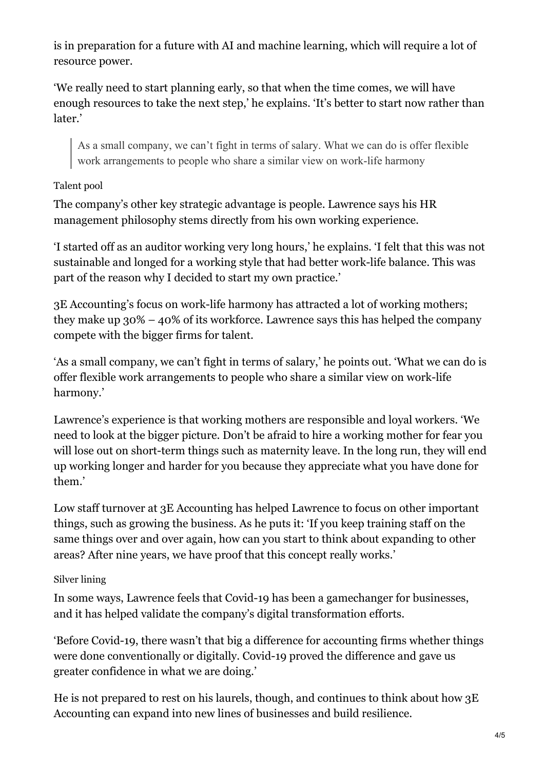is in preparation for a future with AI and machine learning, which will require a lot of resource power.

'We really need to start planning early, so that when the time comes, we will have enough resources to take the next step,' he explains. 'It's better to start now rather than later.'

> As a small company, we can't fight in terms of salary. What we can do is offer flexible work arrangements to people who share a similar view on work-life harmony

### Talent pool

The company's other key strategic advantage is people. Lawrence says his HR management philosophy stems directly from his own working experience.

'I started off as an auditor working very long hours,' he explains. 'I felt that this was not sustainable and longed for a working style that had better work-life balance. This was part of the reason why I decided to start my own practice.'

3E Accounting's focus on work-life harmony has attracted a lot of working mothers; they make up 30% – 40% of its workforce. Lawrence says this has helped the company compete with the bigger firms for talent.

'As a small company, we can't fight in terms of salary,' he points out. 'What we can do is offer flexible work arrangements to people who share a similar view on work-life harmony.'

Lawrence's experience is that working mothers are responsible and loyal workers. 'We need to look at the bigger picture. Don't be afraid to hire a working mother for fear you will lose out on short-term things such as maternity leave. In the long run, they will end up working longer and harder for you because they appreciate what you have done for them.'

Low staff turnover at 3E Accounting has helped Lawrence to focus on other important things, such as growing the business. As he puts it: 'If you keep training staff on the same things over and over again, how can you start to think about expanding to other areas? After nine years, we have proof that this concept really works.'

### Silver lining

In some ways, Lawrence feels that Covid-19 has been a gamechanger for businesses, and it has helped validate the company's digital transformation efforts.

'Before Covid-19, there wasn't that big a difference for accounting firms whether things were done conventionally or digitally. Covid-19 proved the difference and gave us greater confidence in what we are doing.'

He is not prepared to rest on his laurels, though, and continues to think about how 3E Accounting can expand into new lines of businesses and build resilience.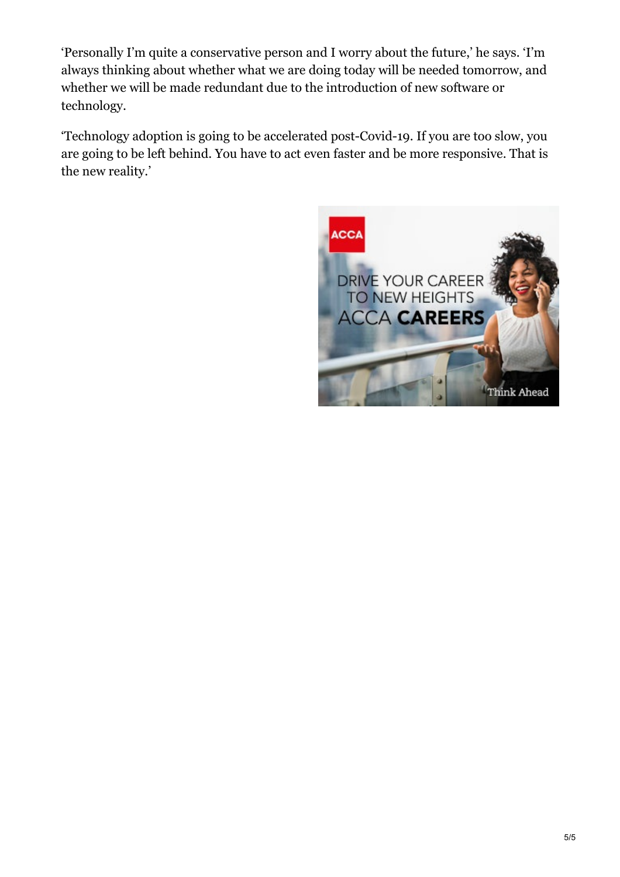'Personally I'm quite a conservative person and I worry about the future,' he says. 'I'm always thinking about whether what we are doing today will be needed tomorrow, and whether we will be made redundant due to the introduction of new software or technology.

'Technology adoption is going to be accelerated post-Covid-19. If you are too slow, you are going to be left behind. You have to act even faster and be more responsive. That is the new reality.'